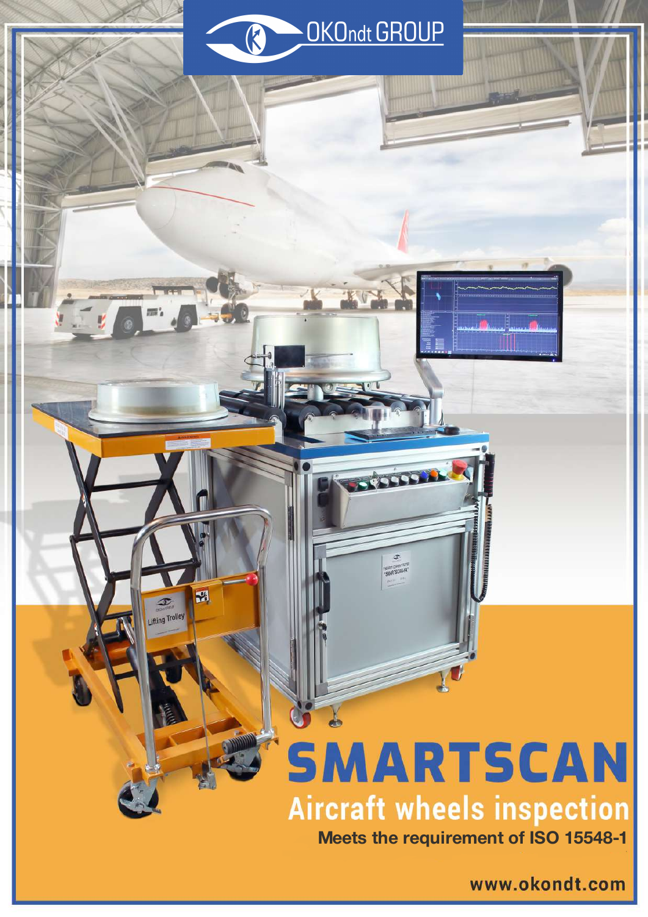OKOndt GROUP

# SMARTSCAN

## Aircraft wheels inspection

**Meets the requirement of ISO 15548-1**

www.okondt.com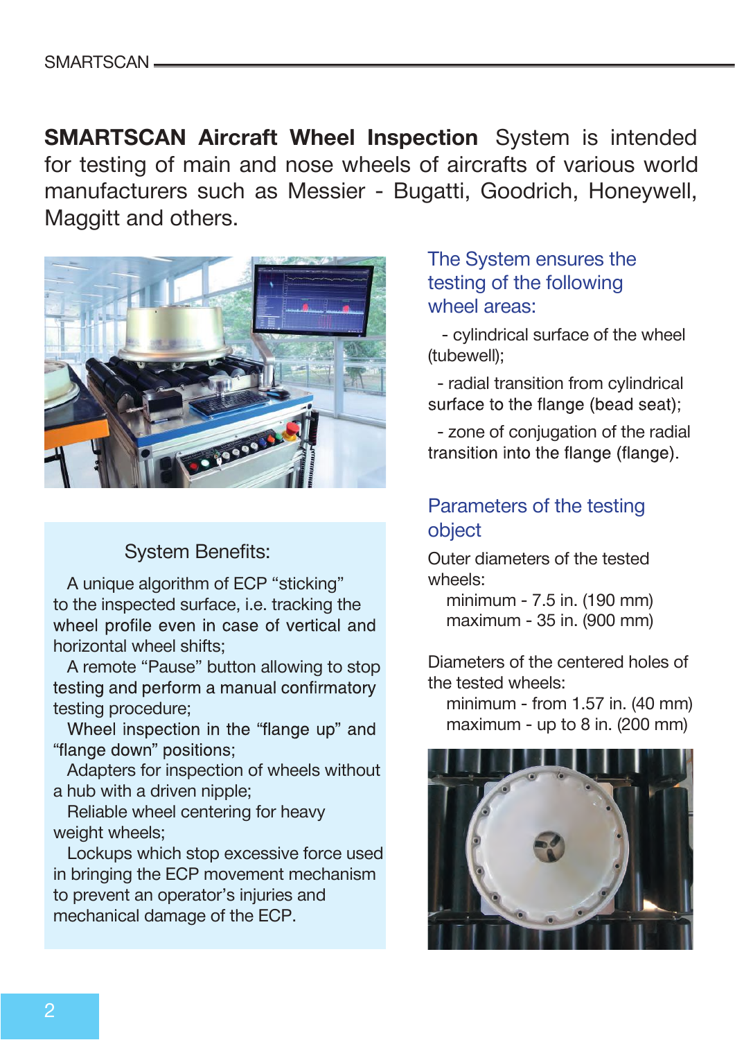**SMARTSCAN Aircraft Wheel Inspection** System is intended for testing of main and nose wheels of aircrafts of various world manufacturers such as Messier - Bugatti, Goodrich, Honeywell, Maggitt and others.

## System Benefits:

A unique algorithm of ECP "sticking" to the inspected surface, i.e. tracking the wheel profile even in case of vertical and horizontal wheel shifts;

A remote "Pause" button allowing to stop testing and perform a manual confirmatory testing procedure;

Wheel inspection in the "flange up" and "flange down" positions;

Adapters for inspection of wheels without a hub with a driven nipple;

Reliable wheel centering for heavy weight wheels;

Lockups which stop excessive force used in bringing the ECP movement mechanism to prevent an operator's injuries and mechanical damage of the ECP.

## The System ensures the testing of the following wheel areas:

- cylindrical surface of the wheel (tubewell);
- radial transition from cylindrical surface to the flange (bead seat);
- zone of conjugation of the radial transition into the flange (flange).

## Parameters of the testing object

Outer diameters of the tested wheels:

minimum - 7.5 in. (190 mm)
maximum - 35 in. (900 mm)

Diameters of the centered holes of the tested wheels:

minimum - from 1.57 in. (40 mm)
maximum - up to 8 in. (200 mm)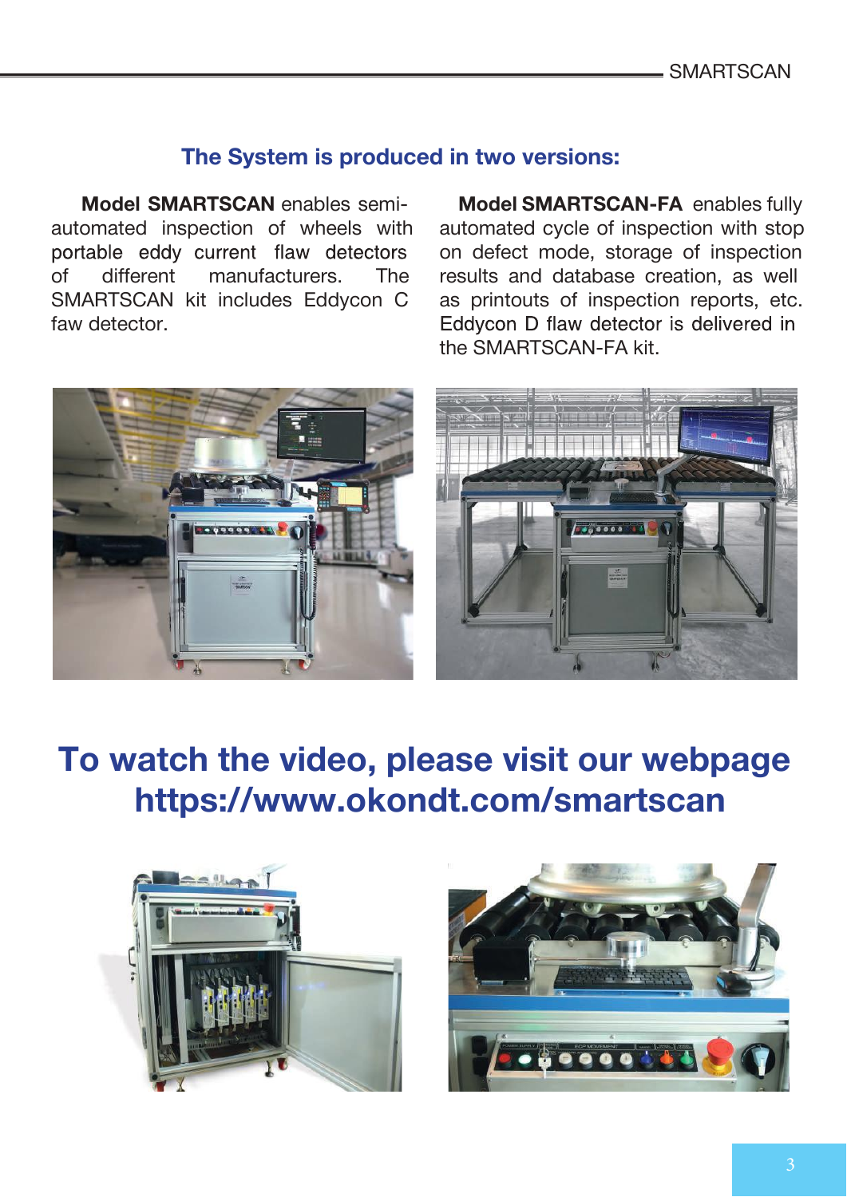## The System is produced in two versions:

**Model SMARTSCAN** enables semi-automated inspection of wheels with portable eddy current flaw detectors of different manufacturers. The SMARTSCAN kit includes Eddycon C faw detector.

**Model SMARTSCAN-FA** enables fully automated cycle of inspection with stop on defect mode, storage of inspection results and database creation, as well as printouts of inspection reports, etc. Eddycon D flaw detector is delivered in the SMARTSCAN-FA kit.

# To watch the video, please visit our webpage https://www.okondt.com/smartscan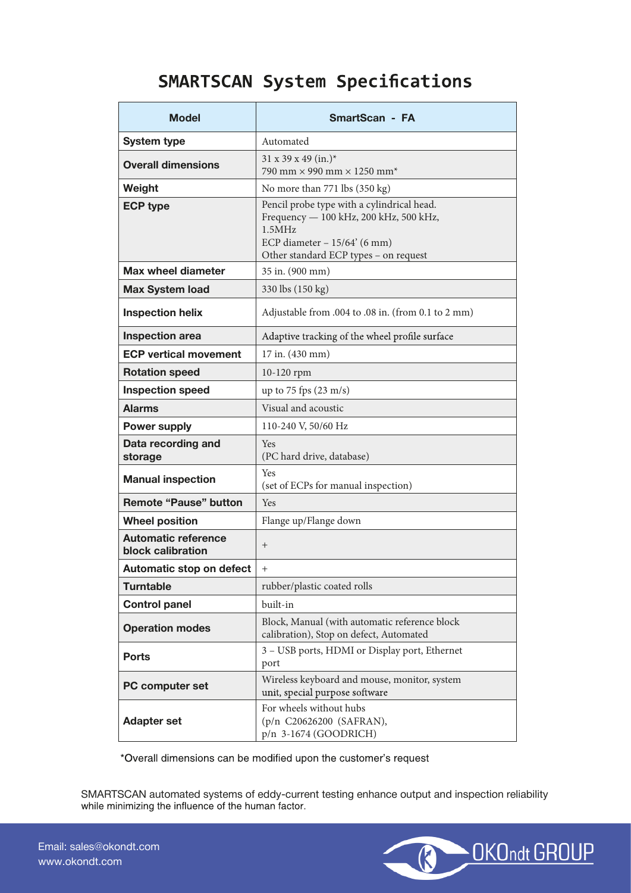# SMARTSCAN System Specifications

| Model | SmartScan - FA |
|---|---|
| **System type** | Automated |
| **Overall dimensions** | 31 x 39 x 49 (in.)*<br>790 mm × 990 mm × 1250 mm* |
| **Weight** | No more than 771 lbs (350 kg) |
| **ECP type** | Pencil probe type with a cylindrical head.<br>Frequency — 100 kHz, 200 kHz, 500 kHz, 1.5MHz<br>ECP diameter – 15/64' (6 mm)<br>Other standard ECP types – on request |
| **Max wheel diameter** | 35 in. (900 mm) |
| **Max System load** | 330 lbs (150 kg) |
| **Inspection helix** | Adjustable from .004 to .08 in. (from 0.1 to 2 mm) |
| **Inspection area** | Adaptive tracking of the wheel profile surface |
| **ECP vertical movement** | 17 in. (430 mm) |
| **Rotation speed** | 10-120 rpm |
| **Inspection speed** | up to 75 fps (23 m/s) |
| **Alarms** | Visual and acoustic |
| **Power supply** | 110-240 V, 50/60 Hz |
| **Data recording and storage** | Yes<br>(PC hard drive, database) |
| **Manual inspection** | Yes<br>(set of ECPs for manual inspection) |
| **Remote "Pause" button** | Yes |
| **Wheel position** | Flange up/Flange down |
| **Automatic reference block calibration** | + |
| **Automatic stop on defect** | + |
| **Turntable** | rubber/plastic coated rolls |
| **Control panel** | built-in |
| **Operation modes** | Block, Manual (with automatic reference block calibration), Stop on defect, Automated |
| **Ports** | 3 – USB ports, HDMI or Display port, Ethernet port |
| **PC computer set** | Wireless keyboard and mouse, monitor, system unit, special purpose software |
| **Adapter set** | For wheels without hubs<br>(p/n C20626200 (SAFRAN),<br>p/n 3-1674 (GOODRICH) |

*Overall dimensions can be modified upon the customer's request

SMARTSCAN automated systems of eddy-current testing enhance output and inspection reliability while minimizing the influence of the human factor.

Email: sales@okondt.com
www.okondt.com

OKOndt GROUP